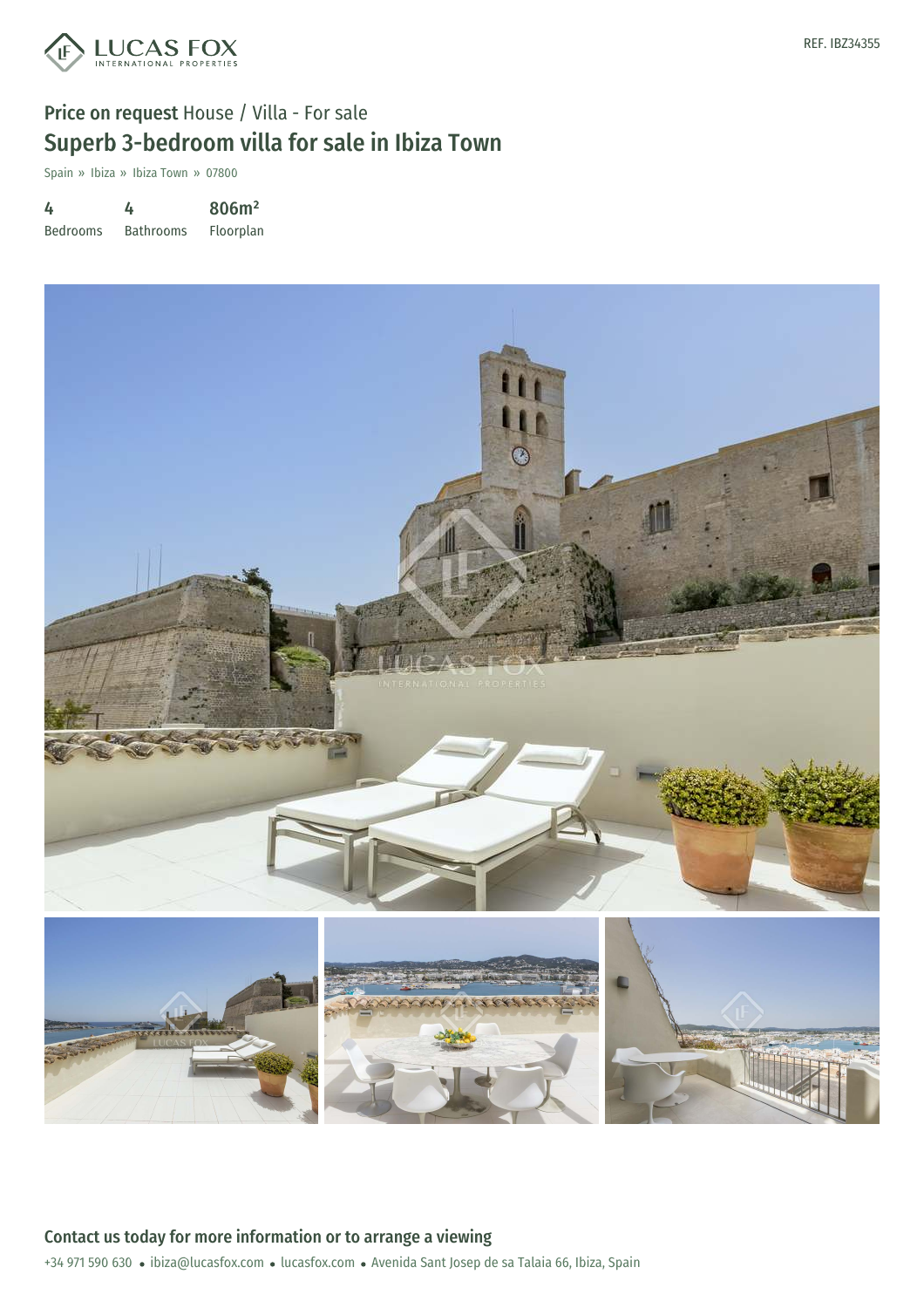REF. IBZ34355

**Price on request** House / Villa - For sale

# Superb 3-bedroom villa for sale in Ibiza Town

Spain » Ibiza » Ibiza Town » 07800

| 4 | 4 | 806m² |
|---|---|---|
| Bedrooms | Bathrooms | Floorplan |

## Contact us today for more information or to arrange a viewing

+34 971 590 630 • ibiza@lucasfox.com • lucasfox.com • Avenida Sant Josep de sa Talaia 66, Ibiza, Spain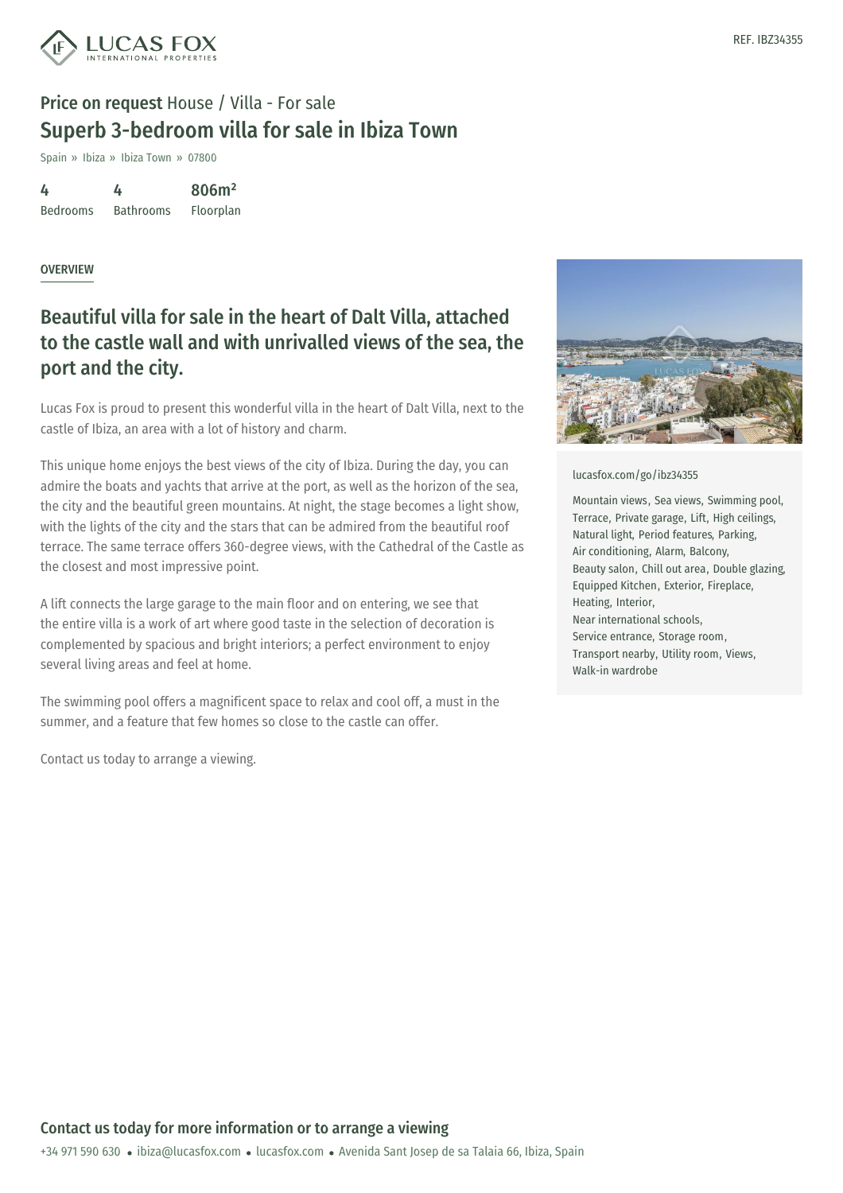REF. IBZ34355

**Price on request** House / Villa - For sale

# Superb 3-bedroom villa for sale in Ibiza Town

Spain » Ibiza » Ibiza Town » 07800

| 4 | 4 | 806m² |
|---|---|---|
| Bedrooms | Bathrooms | Floorplan |

## OVERVIEW

## Beautiful villa for sale in the heart of Dalt Villa, attached to the castle wall and with unrivalled views of the sea, the port and the city.

Lucas Fox is proud to present this wonderful villa in the heart of Dalt Villa, next to the castle of Ibiza, an area with a lot of history and charm.

This unique home enjoys the best views of the city of Ibiza. During the day, you can admire the boats and yachts that arrive at the port, as well as the horizon of the sea, the city and the beautiful green mountains. At night, the stage becomes a light show, with the lights of the city and the stars that can be admired from the beautiful roof terrace. The same terrace offers 360-degree views, with the Cathedral of the Castle as the closest and most impressive point.

A lift connects the large garage to the main floor and on entering, we see that the entire villa is a work of art where good taste in the selection of decoration is complemented by spacious and bright interiors; a perfect environment to enjoy several living areas and feel at home.

The swimming pool offers a magnificent space to relax and cool off, a must in the summer, and a feature that few homes so close to the castle can offer.

Contact us today to arrange a viewing.

lucasfox.com/go/ibz34355

Mountain views, Sea views, Swimming pool, Terrace, Private garage, Lift, High ceilings, Natural light, Period features, Parking, Air conditioning, Alarm, Balcony, Beauty salon, Chill out area, Double glazing, Equipped Kitchen, Exterior, Fireplace, Heating, Interior, Near international schools, Service entrance, Storage room, Transport nearby, Utility room, Views, Walk-in wardrobe

## Contact us today for more information or to arrange a viewing

+34 971 590 630 • ibiza@lucasfox.com • lucasfox.com • Avenida Sant Josep de sa Talaia 66, Ibiza, Spain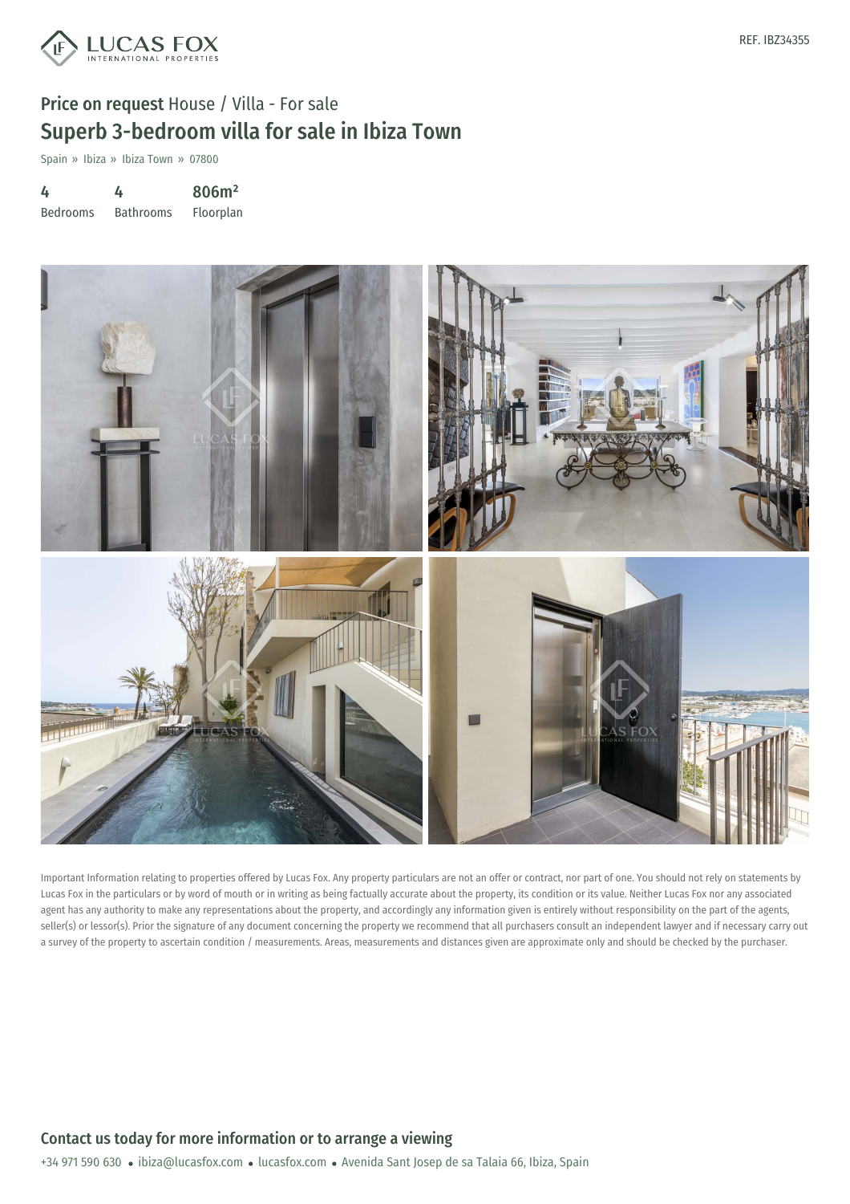REF. IBZ34355

**Price on request** House / Villa - For sale

# Superb 3-bedroom villa for sale in Ibiza Town

Spain » Ibiza » Ibiza Town » 07800

| 4 | 4 | 806m² |
| --- | --- | --- |
| Bedrooms | Bathrooms | Floorplan |

Important Information relating to properties offered by Lucas Fox. Any property particulars are not an offer or contract, nor part of one. You should not rely on statements by Lucas Fox in the particulars or by word of mouth or in writing as being factually accurate about the property, its condition or its value. Neither Lucas Fox nor any associated agent has any authority to make any representations about the property, and accordingly any information given is entirely without responsibility on the part of the agents, seller(s) or lessor(s). Prior the signature of any document concerning the property we recommend that all purchasers consult an independent lawyer and if necessary carry out a survey of the property to ascertain condition / measurements. Areas, measurements and distances given are approximate only and should be checked by the purchaser.

## Contact us today for more information or to arrange a viewing

+34 971 590 630 • ibiza@lucasfox.com • lucasfox.com • Avenida Sant Josep de sa Talaia 66, Ibiza, Spain